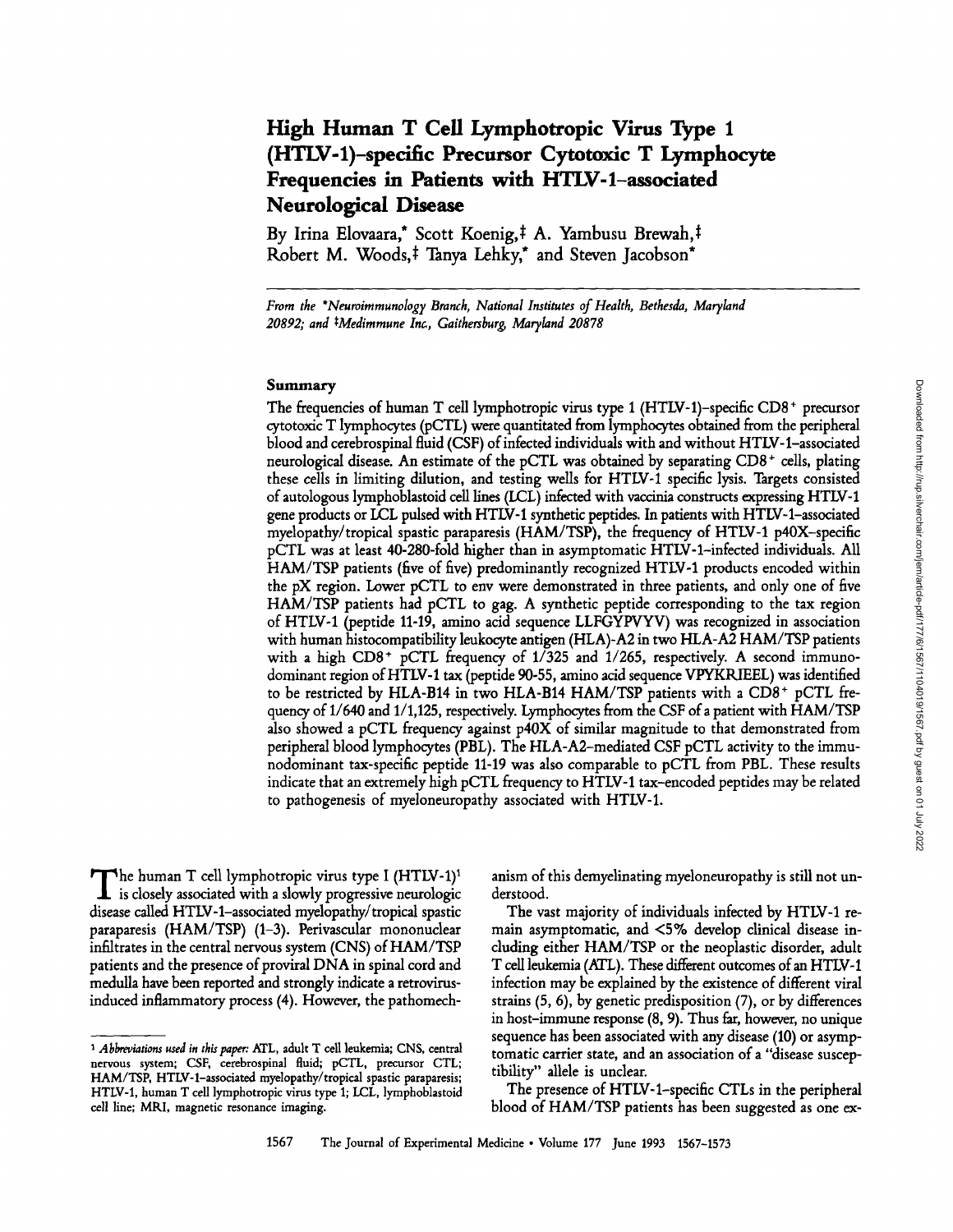# High Human T Cell Lymphotropic Virus Type 1 (HTLV-1)–specific Precursor Cytotoxic T Lymphocyte Frequencies in Patients with HTLV-1–associated Neurological Disease

By Irina Elovaara,* Scott Koenig,‡ A. Yambusu Brewah,‡ Robert M. Woods,‡ Tanya Lehky,* and Steven Jacobson*

*From the \*Neuroimmunology Branch, National Institutes of Health, Bethesda, Maryland 20892; and ‡Medimmune Inc., Gaithersburg, Maryland 20878*

## Summary

The frequencies of human T cell lymphotropic virus type 1 (HTLV-1)–specific CD8+ precursor cytotoxic T lymphocytes (pCTL) were quantitated from lymphocytes obtained from the peripheral blood and cerebrospinal fluid (CSF) of infected individuals with and without HTLV-1–associated neurological disease. An estimate of the pCTL was obtained by separating CD8+ cells, plating these cells in limiting dilution, and testing wells for HTLV-1 specific lysis. Targets consisted of autologous lymphoblastoid cell lines (LCL) infected with vaccinia constructs expressing HTLV-1 gene products or LCL pulsed with HTLV-1 synthetic peptides. In patients with HTLV-1–associated myelopathy/tropical spastic paraparesis (HAM/TSP), the frequency of HTLV-1 p40X–specific pCTL was at least 40-280-fold higher than in asymptomatic HTLV-1–infected individuals. All HAM/TSP patients (five of five) predominantly recognized HTLV-1 products encoded within the pX region. Lower pCTL to env were demonstrated in three patients, and only one of five HAM/TSP patients had pCTL to gag. A synthetic peptide corresponding to the tax region of HTLV-1 (peptide 11-19, amino acid sequence LLFGYPVYV) was recognized in association with human histocompatibility leukocyte antigen (HLA)-A2 in two HLA-A2 HAM/TSP patients with a high CD8+ pCTL frequency of 1/325 and 1/265, respectively. A second immunodominant region of HTLV-1 tax (peptide 90-55, amino acid sequence VPYKRIEEL) was identified to be restricted by HLA-B14 in two HLA-B14 HAM/TSP patients with a CD8+ pCTL frequency of 1/640 and 1/1,125, respectively. Lymphocytes from the CSF of a patient with HAM/TSP also showed a pCTL frequency against p40X of similar magnitude to that demonstrated from peripheral blood lymphocytes (PBL). The HLA-A2–mediated CSF pCTL activity to the immunodominant tax-specific peptide 11-19 was also comparable to pCTL from PBL. These results indicate that an extremely high pCTL frequency to HTLV-1 tax-encoded peptides may be related to pathogenesis of myeloneuropathy associated with HTLV-1.

The human T cell lymphotropic virus type I (HTLV-1)[1] is closely associated with a slowly progressive neurologic disease called HTLV-1–associated myelopathy/tropical spastic paraparesis (HAM/TSP) (1–3). Perivascular mononuclear infiltrates in the central nervous system (CNS) of HAM/TSP patients and the presence of proviral DNA in spinal cord and medulla have been reported and strongly indicate a retrovirus-induced inflammatory process (4). However, the pathomechanism of this demyelinating myeloneuropathy is still not understood.

The vast majority of individuals infected by HTLV-1 remain asymptomatic, and <5% develop clinical disease including either HAM/TSP or the neoplastic disorder, adult T cell leukemia (ATL). These different outcomes of an HTLV-1 infection may be explained by the existence of different viral strains (5, 6), by genetic predisposition (7), or by differences in host–immune response (8, 9). Thus far, however, no unique sequence has been associated with any disease (10) or asymptomatic carrier state, and an association of a "disease susceptibility" allele is unclear.

The presence of HTLV-1–specific CTLs in the peripheral blood of HAM/TSP patients has been suggested as one ex-

[1] *Abbreviations used in this paper:* ATL, adult T cell leukemia; CNS, central nervous system; CSF, cerebrospinal fluid; pCTL, precursor CTL; HAM/TSP, HTLV-1–associated myelopathy/tropical spastic paraparesis; HTLV-1, human T cell lymphotropic virus type 1; LCL, lymphoblastoid cell line; MRI, magnetic resonance imaging.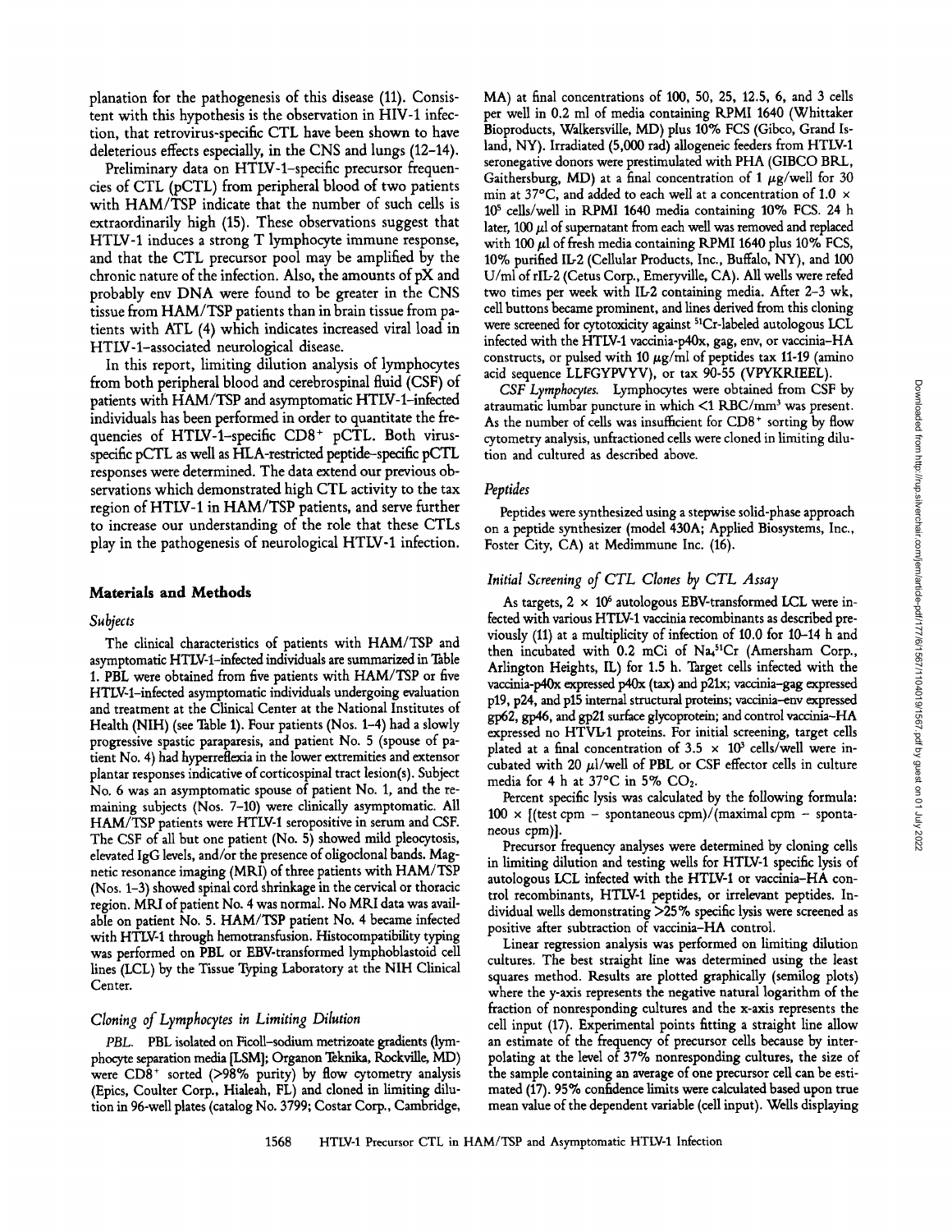planation for the pathogenesis of this disease (11). Consistent with this hypothesis is the observation in HIV-1 infection, that retrovirus-specific CTL have been shown to have deleterious effects especially, in the CNS and lungs (12–14).

Preliminary data on HTLV-1–specific precursor frequencies of CTL (pCTL) from peripheral blood of two patients with HAM/TSP indicate that the number of such cells is extraordinarily high (15). These observations suggest that HTLV-1 induces a strong T lymphocyte immune response, and that the CTL precursor pool may be amplified by the chronic nature of the infection. Also, the amounts of pX and probably env DNA were found to be greater in the CNS tissue from HAM/TSP patients than in brain tissue from patients with ATL (4) which indicates increased viral load in HTLV-1–associated neurological disease.

In this report, limiting dilution analysis of lymphocytes from both peripheral blood and cerebrospinal fluid (CSF) of patients with HAM/TSP and asymptomatic HTLV-1–infected individuals has been performed in order to quantitate the frequencies of HTLV-1–specific $CD8^+$ pCTL. Both virus-specific pCTL as well as HLA-restricted peptide–specific pCTL responses were determined. The data extend our previous observations which demonstrated high CTL activity to the tax region of HTLV-1 in HAM/TSP patients, and serve further to increase our understanding of the role that these CTLs play in the pathogenesis of neurological HTLV-1 infection.

## Materials and Methods

### *Subjects*

The clinical characteristics of patients with HAM/TSP and asymptomatic HTLV-1–infected individuals are summarized in Table 1. PBL were obtained from five patients with HAM/TSP or five HTLV-1–infected asymptomatic individuals undergoing evaluation and treatment at the Clinical Center at the National Institutes of Health (NIH) (see Table 1). Four patients (Nos. 1–4) had a slowly progressive spastic paraparesis, and patient No. 5 (spouse of patient No. 4) had hyperreflexia in the lower extremities and extensor plantar responses indicative of corticospinal tract lesion(s). Subject No. 6 was an asymptomatic spouse of patient No. 1, and the remaining subjects (Nos. 7–10) were clinically asymptomatic. All HAM/TSP patients were HTLV-1 seropositive in serum and CSF. The CSF of all but one patient (No. 5) showed mild pleocytosis, elevated IgG levels, and/or the presence of oligoclonal bands. Magnetic resonance imaging (MRI) of three patients with HAM/TSP (Nos. 1–3) showed spinal cord shrinkage in the cervical or thoracic region. MRI of patient No. 4 was normal. No MRI data was available on patient No. 5. HAM/TSP patient No. 4 became infected with HTLV-1 through hemotransfusion. Histocompatibility typing was performed on PBL or EBV-transformed lymphoblastoid cell lines (LCL) by the Tissue Typing Laboratory at the NIH Clinical Center.

### *Cloning of Lymphocytes in Limiting Dilution*

*PBL.* PBL isolated on Ficoll–sodium metrizoate gradients (lymphocyte separation media [LSM]; Organon Teknika, Rockville, MD) were $CD8^+$ sorted (>98% purity) by flow cytometry analysis (Epics, Coulter Corp., Hialeah, FL) and cloned in limiting dilution in 96-well plates (catalog No. 3799; Costar Corp., Cambridge, MA) at final concentrations of 100, 50, 25, 12.5, 6, and 3 cells per well in 0.2 ml of media containing RPMI 1640 (Whittaker Bioproducts, Walkersville, MD) plus 10% FCS (Gibco, Grand Island, NY). Irradiated (5,000 rad) allogeneic feeders from HTLV-1 seronegative donors were prestimulated with PHA (GIBCO BRL, Gaithersburg, MD) at a final concentration of 1 μg/well for 30 min at 37°C, and added to each well at a concentration of $1.0 \times 10^5$ cells/well in RPMI 1640 media containing 10% FCS. 24 h later, 100 μl of supernatant from each well was removed and replaced with 100 μl of fresh media containing RPMI 1640 plus 10% FCS, 10% purified IL-2 (Cellular Products, Inc., Buffalo, NY), and 100 U/ml of rIL-2 (Cetus Corp., Emeryville, CA). All wells were refed two times per week with IL-2 containing media. After 2–3 wk, cell buttons became prominent, and lines derived from this cloning were screened for cytotoxicity against $^{51}$Cr-labeled autologous LCL infected with the HTLV-1 vaccinia-p40x, gag, env, or vaccinia–HA constructs, or pulsed with 10 μg/ml of peptides tax 11-19 (amino acid sequence LLFGYPVYV), or tax 90-55 (VPYKRIEEL).

*CSF Lymphocytes.* Lymphocytes were obtained from CSF by atraumatic lumbar puncture in which <1 RBC/mm³ was present. As the number of cells was insufficient for $CD8^+$ sorting by flow cytometry analysis, unfractioned cells were cloned in limiting dilution and cultured as described above.

### *Peptides*

Peptides were synthesized using a stepwise solid-phase approach on a peptide synthesizer (model 430A; Applied Biosystems, Inc., Foster City, CA) at Medimmune Inc. (16).

### *Initial Screening of CTL Clones by CTL Assay*

As targets, $2 \times 10^6$ autologous EBV-transformed LCL were infected with various HTLV-1 vaccinia recombinants as described previously (11) at a multiplicity of infection of 10.0 for 10–14 h and then incubated with 0.2 mCi of $Na_2{}^{51}Cr$ (Amersham Corp., Arlington Heights, IL) for 1.5 h. Target cells infected with the vaccinia-p40x expressed p40x (tax) and p21x; vaccinia–gag expressed p19, p24, and p15 internal structural proteins; vaccinia–env expressed gp62, gp46, and gp21 surface glycoprotein; and control vaccinia–HA expressed no HTVL-1 proteins. For initial screening, target cells plated at a final concentration of $3.5 \times 10^3$ cells/well were incubated with 20 μl/well of PBL or CSF effector cells in culture media for 4 h at 37°C in 5% $CO_2$.

Percent specific lysis was calculated by the following formula: $100 \times [(\text{test cpm} - \text{spontaneous cpm})/(\text{maximal cpm} - \text{spontaneous cpm})]$.

Precursor frequency analyses were determined by cloning cells in limiting dilution and testing wells for HTLV-1 specific lysis of autologous LCL infected with the HTLV-1 or vaccinia–HA control recombinants, HTLV-1 peptides, or irrelevant peptides. Individual wells demonstrating >25% specific lysis were screened as positive after subtraction of vaccinia–HA control.

Linear regression analysis was performed on limiting dilution cultures. The best straight line was determined using the least squares method. Results are plotted graphically (semilog plots) where the y-axis represents the negative natural logarithm of the fraction of nonresponding cultures and the x-axis represents the cell input (17). Experimental points fitting a straight line allow an estimate of the frequency of precursor cells because by interpolating at the level of 37% nonresponding cultures, the size of the sample containing an average of one precursor cell can be estimated (17). 95% confidence limits were calculated based upon true mean value of the dependent variable (cell input). Wells displaying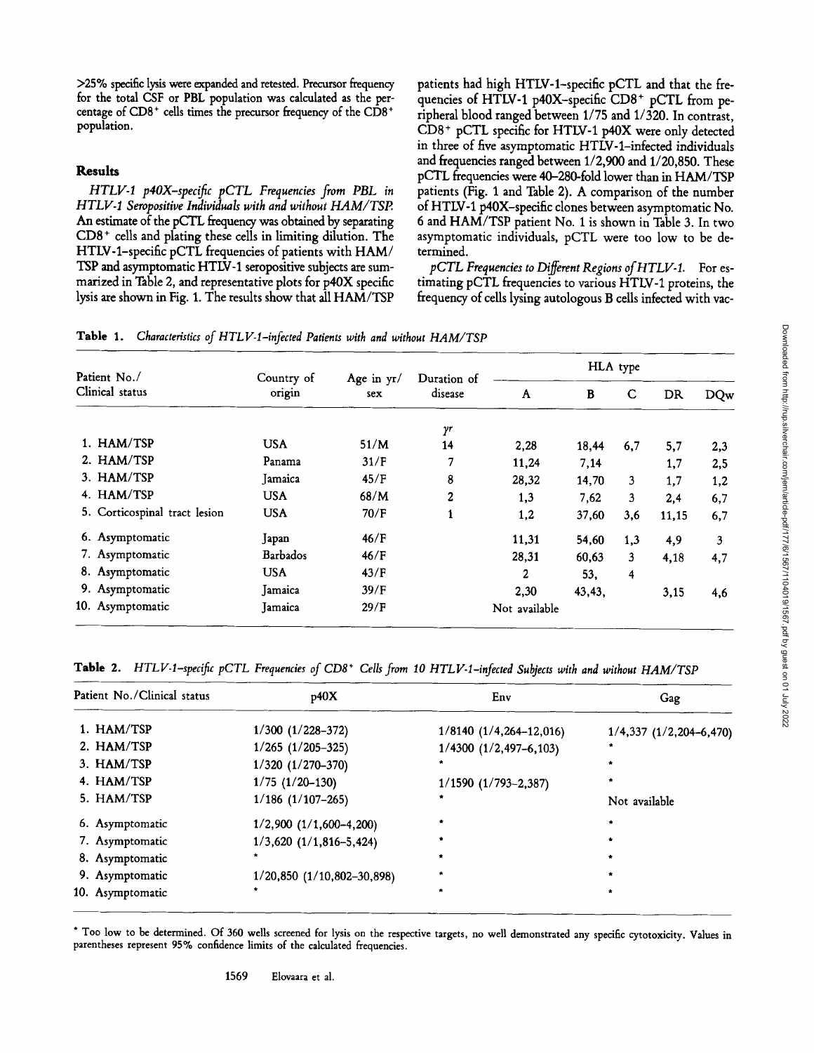>25% specific lysis were expanded and retested. Precursor frequency for the total CSF or PBL population was calculated as the percentage of CD8+ cells times the precursor frequency of the CD8+ population.

## Results

*HTLV-1 p40X–specific pCTL Frequencies from PBL in HTLV-1 Seropositive Individuals with and without HAM/TSP.* An estimate of the pCTL frequency was obtained by separating CD8+ cells and plating these cells in limiting dilution. The HTLV-1–specific pCTL frequencies of patients with HAM/TSP and asymptomatic HTLV-1 seropositive subjects are summarized in Table 2, and representative plots for p40X specific lysis are shown in Fig. 1. The results show that all HAM/TSP patients had high HTLV-1–specific pCTL and that the frequencies of HTLV-1 p40X–specific CD8+ pCTL from peripheral blood ranged between 1/75 and 1/320. In contrast, CD8+ pCTL specific for HTLV-1 p40X were only detected in three of five asymptomatic HTLV-1–infected individuals and frequencies ranged between 1/2,900 and 1/20,850. These pCTL frequencies were 40–280-fold lower than in HAM/TSP patients (Fig. 1 and Table 2). A comparison of the number of HTLV-1 p40X–specific clones between asymptomatic No. 6 and HAM/TSP patient No. 1 is shown in Table 3. In two asymptomatic individuals, pCTL were too low to be determined.

*pCTL Frequencies to Different Regions of HTLV-1.* For estimating pCTL frequencies to various HTLV-1 proteins, the frequency of cells lysing autologous B cells infected with vac-

**Table 1.** *Characteristics of HTLV-1–infected Patients with and without HAM/TSP*

| Patient No./ Clinical status | Country of origin | Age in yr/ sex | Duration of disease | HLA type | | | | |
|---|---|---|---|---|---|---|---|---|
| | | | | A | B | C | DR | DQw |
| | | | yr | | | | | |
| 1. HAM/TSP | USA | 51/M | 14 | 2,28 | 18,44 | 6,7 | 5,7 | 2,3 |
| 2. HAM/TSP | Panama | 31/F | 7 | 11,24 | 7,14 | | 1,7 | 2,5 |
| 3. HAM/TSP | Jamaica | 45/F | 8 | 28,32 | 14,70 | 3 | 1,7 | 1,2 |
| 4. HAM/TSP | USA | 68/M | 2 | 1,3 | 7,62 | 3 | 2,4 | 6,7 |
| 5. Corticospinal tract lesion | USA | 70/F | 1 | 1,2 | 37,60 | 3,6 | 11,15 | 6,7 |
| 6. Asymptomatic | Japan | 46/F | | 11,31 | 54,60 | 1,3 | 4,9 | 3 |
| 7. Asymptomatic | Barbados | 46/F | | 28,31 | 60,63 | 3 | 4,18 | 4,7 |
| 8. Asymptomatic | USA | 43/F | | 2 | 53, | 4 | | |
| 9. Asymptomatic | Jamaica | 39/F | | 2,30 | 43,43, | | 3,15 | 4,6 |
| 10. Asymptomatic | Jamaica | 29/F | | Not available | | | | |

**Table 2.** *HTLV-1–specific pCTL Frequencies of CD8+ Cells from 10 HTLV-1–infected Subjects with and without HAM/TSP*

| Patient No./Clinical status | p40X | Env | Gag |
|---|---|---|---|
| 1. HAM/TSP | 1/300 (1/228–372) | 1/8140 (1/4,264–12,016) | 1/4,337 (1/2,204–6,470) |
| 2. HAM/TSP | 1/265 (1/205–325) | 1/4300 (1/2,497–6,103) | * |
| 3. HAM/TSP | 1/320 (1/270–370) | * | * |
| 4. HAM/TSP | 1/75 (1/20–130) | 1/1590 (1/793–2,387) | * |
| 5. HAM/TSP | 1/186 (1/107–265) | * | Not available |
| 6. Asymptomatic | 1/2,900 (1/1,600–4,200) | * | * |
| 7. Asymptomatic | 1/3,620 (1/1,816–5,424) | * | * |
| 8. Asymptomatic | * | * | * |
| 9. Asymptomatic | 1/20,850 (1/10,802–30,898) | * | * |
| 10. Asymptomatic | * | * | * |

* Too low to be determined. Of 360 wells screened for lysis on the respective targets, no well demonstrated any specific cytotoxicity. Values in parentheses represent 95% confidence limits of the calculated frequencies.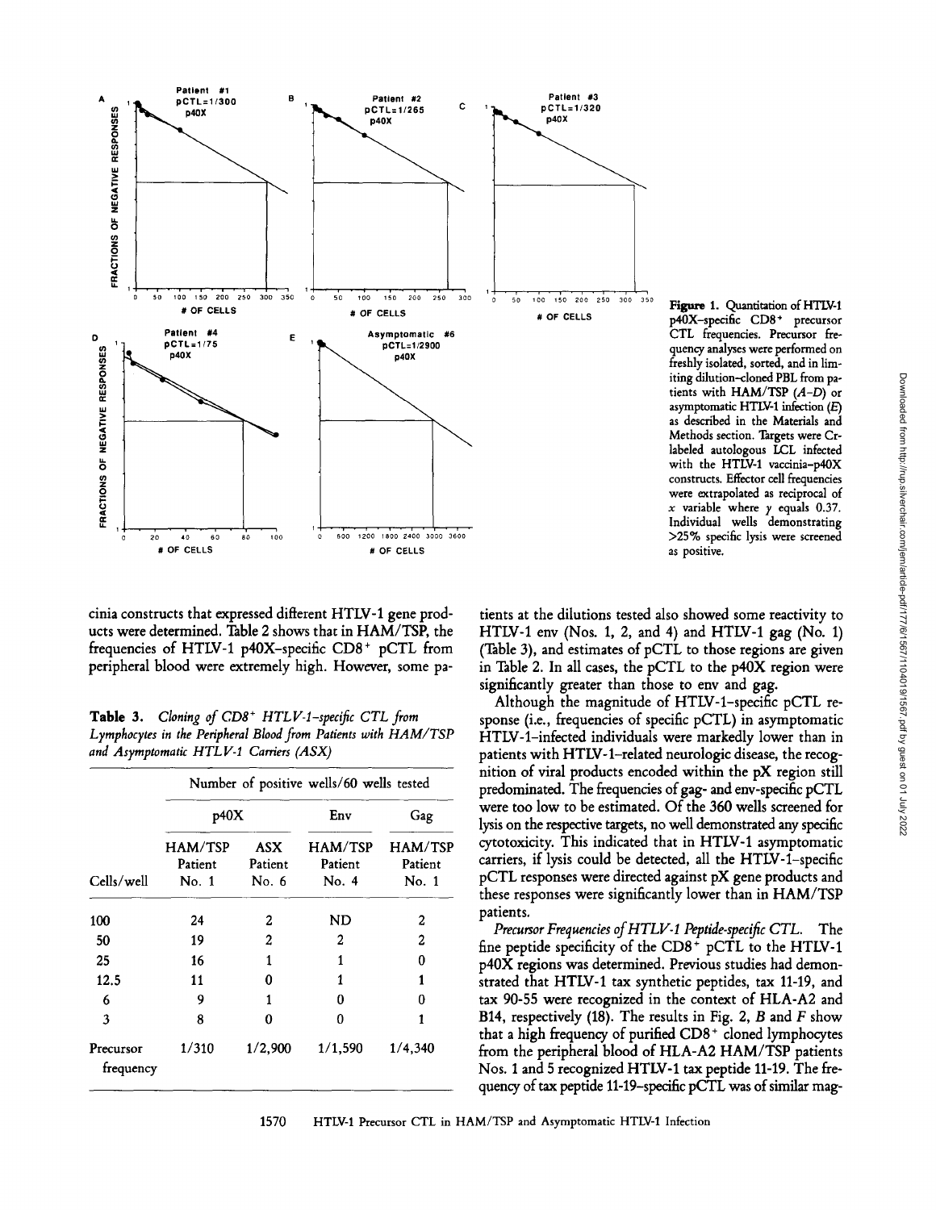**Figure 1.** Quantitation of HTLV-1 p40X–specific CD8⁺ precursor CTL frequencies. Precursor frequency analyses were performed on freshly isolated, sorted, and in limiting dilution–cloned PBL from patients with HAM/TSP (*A–D*) or asymptomatic HTLV-1 infection (*E*) as described in the Materials and Methods section. Targets were Cr-labeled autologous LCL infected with the HTLV-1 vaccinia-p40X constructs. Effector cell frequencies were extrapolated as reciprocal of $x$ variable where $y$ equals 0.37. Individual wells demonstrating >25% specific lysis were screened as positive.

cinia constructs that expressed different HTLV-1 gene products were determined. Table 2 shows that in HAM/TSP, the frequencies of HTLV-1 p40X-specific CD8⁺ pCTL from peripheral blood were extremely high. However, some patients at the dilutions tested also showed some reactivity to HTLV-1 env (Nos. 1, 2, and 4) and HTLV-1 gag (No. 1) (Table 3), and estimates of pCTL to those regions are given in Table 2. In all cases, the pCTL to the p40X region were significantly greater than those to env and gag.

**Table 3.** *Cloning of CD8⁺ HTLV-1–specific CTL from Lymphocytes in the Peripheral Blood from Patients with HAM/TSP and Asymptomatic HTLV-1 Carriers (ASX)*

| | Number of positive wells/60 wells tested | | | |
|---|---|---|---|---|
| | p40X | | Env | Gag |
| Cells/well | HAM/TSP Patient No. 1 | ASX Patient No. 6 | HAM/TSP Patient No. 4 | HAM/TSP Patient No. 1 |
| 100 | 24 | 2 | ND | 2 |
| 50 | 19 | 2 | 2 | 2 |
| 25 | 16 | 1 | 1 | 0 |
| 12.5 | 11 | 0 | 1 | 1 |
| 6 | 9 | 1 | 0 | 0 |
| 3 | 8 | 0 | 0 | 1 |
| Precursor frequency | 1/310 | 1/2,900 | 1/1,590 | 1/4,340 |

Although the magnitude of HTLV-1–specific pCTL response (i.e., frequencies of specific pCTL) in asymptomatic HTLV-1–infected individuals were markedly lower than in patients with HTLV-1–related neurologic disease, the recognition of viral products encoded within the pX region still predominated. The frequencies of gag- and env-specific pCTL were too low to be estimated. Of the 360 wells screened for lysis on the respective targets, no well demonstrated any specific cytotoxicity. This indicated that in HTLV-1 asymptomatic carriers, if lysis could be detected, all the HTLV-1–specific pCTL responses were directed against pX gene products and these responses were significantly lower than in HAM/TSP patients.

*Precursor Frequencies of HTLV-1 Peptide-specific CTL.* The fine peptide specificity of the CD8⁺ pCTL to the HTLV-1 p40X regions was determined. Previous studies had demonstrated that HTLV-1 tax synthetic peptides, tax 11-19, and tax 90-55 were recognized in the context of HLA-A2 and B14, respectively (18). The results in Fig. 2, *B* and *F* show that a high frequency of purified CD8⁺ cloned lymphocytes from the peripheral blood of HLA-A2 HAM/TSP patients Nos. 1 and 5 recognized HTLV-1 tax peptide 11-19. The frequency of tax peptide 11-19–specific pCTL was of similar mag-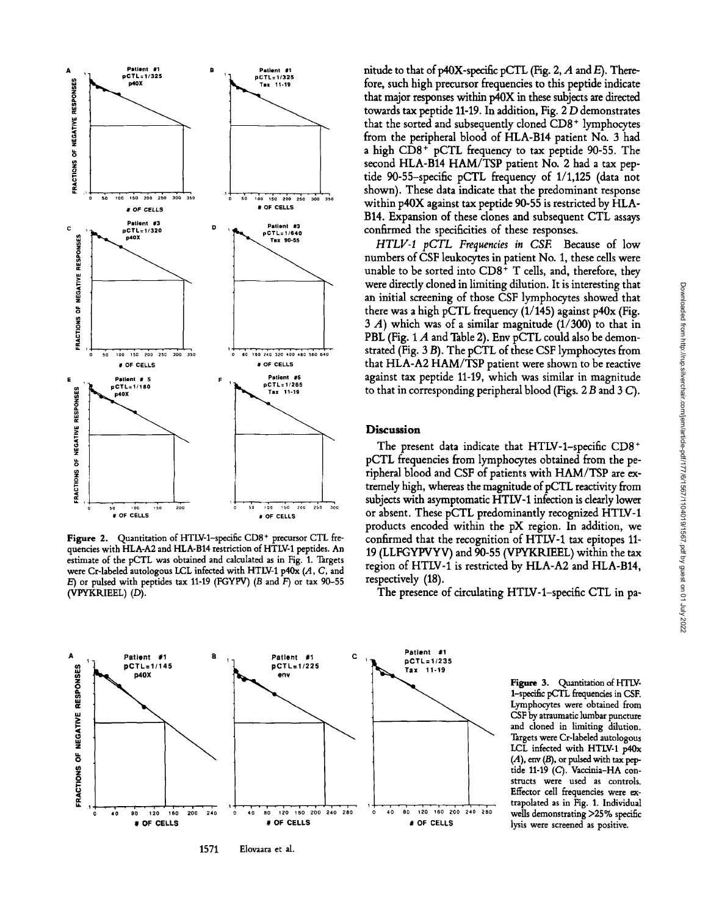Figure 2. Quantitation of HTLV-1–specific CD8+ precursor CTL frequencies with HLA-A2 and HLA-B14 restriction of HTLV-1 peptides. An estimate of the pCTL was obtained and calculated as in Fig. 1. Targets were Cr-labeled autologous LCL infected with HTLV-1 p40x (*A*, *C*, and *E*) or pulsed with peptides tax 11-19 (FGYPV) (*B* and *F*) or tax 90–55 (VPYKRIEEL) (*D*).

nitude to that of p40X-specific pCTL (Fig. 2, *A* and *E*). Therefore, such high precursor frequencies to this peptide indicate that major responses within p40X in these subjects are directed towards tax peptide 11-19. In addition, Fig. 2 *D* demonstrates that the sorted and subsequently cloned CD8+ lymphocytes from the peripheral blood of HLA-B14 patient No. 3 had a high CD8+ pCTL frequency to tax peptide 90-55. The second HLA-B14 HAM/TSP patient No. 2 had a tax peptide 90-55–specific pCTL frequency of 1/1,125 (data not shown). These data indicate that the predominant response within p40X against tax peptide 90-55 is restricted by HLA-B14. Expansion of these clones and subsequent CTL assays confirmed the specificities of these responses.

*HTLV-1 pCTL Frequencies in CSF.* Because of low numbers of CSF leukocytes in patient No. 1, these cells were unable to be sorted into CD8+ T cells, and, therefore, they were directly cloned in limiting dilution. It is interesting that an initial screening of those CSF lymphocytes showed that there was a high pCTL frequency (1/145) against p40x (Fig. 3 *A*) which was of a similar magnitude (1/300) to that in PBL (Fig. 1 *A* and Table 2). Env pCTL could also be demonstrated (Fig. 3 *B*). The pCTL of these CSF lymphocytes from that HLA-A2 HAM/TSP patient were shown to be reactive against tax peptide 11-19, which was similar in magnitude to that in corresponding peripheral blood (Figs. 2 *B* and 3 *C*).

## Discussion

The present data indicate that HTLV-1–specific CD8+ pCTL frequencies from lymphocytes obtained from the peripheral blood and CSF of patients with HAM/TSP are extremely high, whereas the magnitude of pCTL reactivity from subjects with asymptomatic HTLV-1 infection is clearly lower or absent. These pCTL predominantly recognized HTLV-1 products encoded within the pX region. In addition, we confirmed that the recognition of HTLV-1 tax epitopes 11-19 (LLFGYPVYV) and 90-55 (VPYKRIEEL) within the tax region of HTLV-1 is restricted by HLA-A2 and HLA-B14, respectively (18).

The presence of circulating HTLV-1–specific CTL in pa-

Figure 3. Quantitation of HTLV-1–specific pCTL frequencies in CSF. Lymphocytes were obtained from CSF by atraumatic lumbar puncture and cloned in limiting dilution. Targets were Cr-labeled autologous LCL infected with HTLV-1 p40x (*A*), env (*B*), or pulsed with tax peptide 11-19 (*C*). Vaccinia–HA constructs were used as controls. Effector cell frequencies were extrapolated as in Fig. 1. Individual wells demonstrating >25% specific lysis were screened as positive.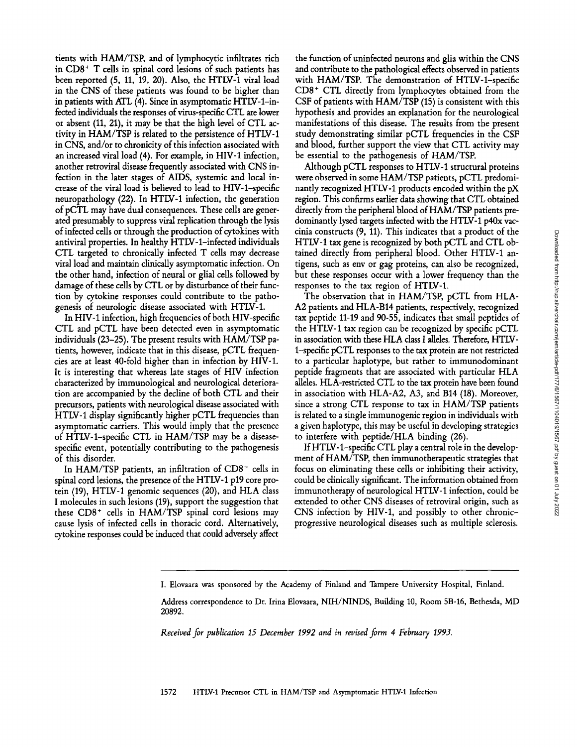tients with HAM/TSP, and of lymphocytic infiltrates rich in $CD8^+$ T cells in spinal cord lesions of such patients has been reported (5, 11, 19, 20). Also, the HTLV-1 viral load in the CNS of these patients was found to be higher than in patients with ATL (4). Since in asymptomatic HTLV-1–infected individuals the responses of virus-specific CTL are lower or absent (11, 21), it may be that the high level of CTL activity in HAM/TSP is related to the persistence of HTLV-1 in CNS, and/or to chronicity of this infection associated with an increased viral load (4). For example, in HIV-1 infection, another retroviral disease frequently associated with CNS infection in the later stages of AIDS, systemic and local increase of the viral load is believed to lead to HIV-1–specific neuropathology (22). In HTLV-1 infection, the generation of pCTL may have dual consequences. These cells are generated presumably to suppress viral replication through the lysis of infected cells or through the production of cytokines with antiviral properties. In healthy HTLV-1–infected individuals CTL targeted to chronically infected T cells may decrease viral load and maintain clinically asymptomatic infection. On the other hand, infection of neural or glial cells followed by damage of these cells by CTL or by disturbance of their function by cytokine responses could contribute to the pathogenesis of neurologic disease associated with HTLV-1.

In HIV-1 infection, high frequencies of both HIV-specific CTL and pCTL have been detected even in asymptomatic individuals (23–25). The present results with HAM/TSP patients, however, indicate that in this disease, pCTL frequencies are at least 40-fold higher than in infection by HIV-1. It is interesting that whereas late stages of HIV infection characterized by immunological and neurological deterioration are accompanied by the decline of both CTL and their precursors, patients with neurological disease associated with HTLV-1 display significantly higher pCTL frequencies than asymptomatic carriers. This would imply that the presence of HTLV-1–specific CTL in HAM/TSP may be a disease-specific event, potentially contributing to the pathogenesis of this disorder.

In HAM/TSP patients, an infiltration of $CD8^+$ cells in spinal cord lesions, the presence of the HTLV-1 p19 core protein (19), HTLV-1 genomic sequences (20), and HLA class I molecules in such lesions (19), support the suggestion that these $CD8^+$ cells in HAM/TSP spinal cord lesions may cause lysis of infected cells in thoracic cord. Alternatively, cytokine responses could be induced that could adversely affect the function of uninfected neurons and glia within the CNS and contribute to the pathological effects observed in patients with HAM/TSP. The demonstration of HTLV-1–specific $CD8^+$ CTL directly from lymphocytes obtained from the CSF of patients with HAM/TSP (15) is consistent with this hypothesis and provides an explanation for the neurological manifestations of this disease. The results from the present study demonstrating similar pCTL frequencies in the CSF and blood, further support the view that CTL activity may be essential to the pathogenesis of HAM/TSP.

Although pCTL responses to HTLV-1 structural proteins were observed in some HAM/TSP patients, pCTL predominantly recognized HTLV-1 products encoded within the pX region. This confirms earlier data showing that CTL obtained directly from the peripheral blood of HAM/TSP patients predominantly lysed targets infected with the HTLV-1 p40x vaccinia constructs (9, 11). This indicates that a product of the HTLV-1 tax gene is recognized by both pCTL and CTL obtained directly from peripheral blood. Other HTLV-1 antigens, such as env or gag proteins, can also be recognized, but these responses occur with a lower frequency than the responses to the tax region of HTLV-1.

The observation that in HAM/TSP, pCTL from HLA-A2 patients and HLA-B14 patients, respectively, recognized tax peptide 11-19 and 90-55, indicates that small peptides of the HTLV-1 tax region can be recognized by specific pCTL in association with these HLA class I alleles. Therefore, HTLV-1–specific pCTL responses to the tax protein are not restricted to a particular haplotype, but rather to immunodominant peptide fragments that are associated with particular HLA alleles. HLA-restricted CTL to the tax protein have been found in association with HLA-A2, A3, and B14 (18). Moreover, since a strong CTL response to tax in HAM/TSP patients is related to a single immunogenic region in individuals with a given haplotype, this may be useful in developing strategies to interfere with peptide/HLA binding (26).

If HTLV-1–specific CTL play a central role in the development of HAM/TSP, then immunotherapeutic strategies that focus on eliminating these cells or inhibiting their activity, could be clinically significant. The information obtained from immunotherapy of neurological HTLV-1 infection, could be extended to other CNS diseases of retroviral origin, such as CNS infection by HIV-1, and possibly to other chronic-progressive neurological diseases such as multiple sclerosis.

---

I. Elovaara was sponsored by the Academy of Finland and Tampere University Hospital, Finland.

Address correspondence to Dr. Irina Elovaara, NIH/NINDS, Building 10, Room 5B-16, Bethesda, MD 20892.

*Received for publication 15 December 1992 and in revised form 4 February 1993.*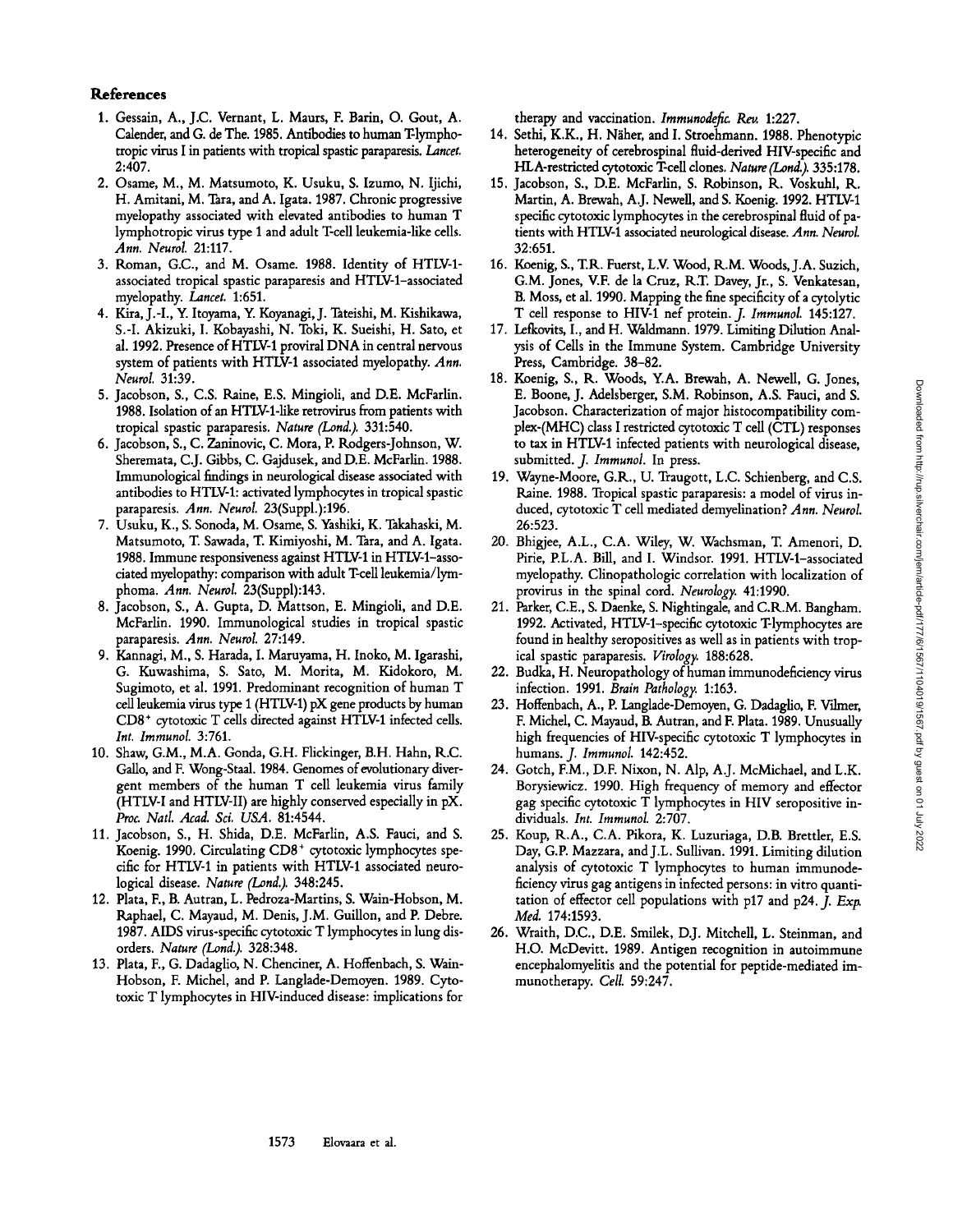## References

1. Gessain, A., J.C. Vernant, L. Maurs, F. Barin, O. Gout, A. Calender, and G. de The. 1985. Antibodies to human T-lymphotropic virus I in patients with tropical spastic paraparesis. *Lancet.* 2:407.
2. Osame, M., M. Matsumoto, K. Usuku, S. Izumo, N. Ijichi, H. Amitani, M. Tara, and A. Igata. 1987. Chronic progressive myelopathy associated with elevated antibodies to human T lymphotropic virus type 1 and adult T-cell leukemia-like cells. *Ann. Neurol.* 21:117.
3. Roman, G.C., and M. Osame. 1988. Identity of HTLV-1-associated tropical spastic paraparesis and HTLV-1-associated myelopathy. *Lancet.* 1:651.
4. Kira, J.-I., Y. Itoyama, Y. Koyanagi, J. Tateishi, M. Kishikawa, S.-I. Akizuki, I. Kobayashi, N. Toki, K. Sueishi, H. Sato, et al. 1992. Presence of HTLV-1 proviral DNA in central nervous system of patients with HTLV-1 associated myelopathy. *Ann. Neurol.* 31:39.
5. Jacobson, S., C.S. Raine, E.S. Mingioli, and D.E. McFarlin. 1988. Isolation of an HTLV-1-like retrovirus from patients with tropical spastic paraparesis. *Nature (Lond.).* 331:540.
6. Jacobson, S., C. Zaninovic, C. Mora, P. Rodgers-Johnson, W. Sheremata, C.J. Gibbs, C. Gajdusek, and D.E. McFarlin. 1988. Immunological findings in neurological disease associated with antibodies to HTLV-1: activated lymphocytes in tropical spastic paraparesis. *Ann. Neurol.* 23(Suppl.):196.
7. Usuku, K., S. Sonoda, M. Osame, S. Yashiki, K. Takahaski, M. Matsumoto, T. Sawada, T. Kimiyoshi, M. Tara, and A. Igata. 1988. Immune responsiveness against HTLV-1 in HTLV-1-associated myelopathy: comparison with adult T-cell leukemia/lymphoma. *Ann. Neurol.* 23(Suppl):143.
8. Jacobson, S., A. Gupta, D. Mattson, E. Mingioli, and D.E. McFarlin. 1990. Immunological studies in tropical spastic paraparesis. *Ann. Neurol.* 27:149.
9. Kannagi, M., S. Harada, I. Maruyama, H. Inoko, M. Igarashi, G. Kuwashima, S. Sato, M. Morita, M. Kidokoro, M. Sugimoto, et al. 1991. Predominant recognition of human T cell leukemia virus type 1 (HTLV-1) pX gene products by human CD8+ cytotoxic T cells directed against HTLV-1 infected cells. *Int. Immunol.* 3:761.
10. Shaw, G.M., M.A. Gonda, G.H. Flickinger, B.H. Hahn, R.C. Gallo, and F. Wong-Staal. 1984. Genomes of evolutionary divergent members of the human T cell leukemia virus family (HTLV-I and HTLV-II) are highly conserved especially in pX. *Proc. Natl. Acad. Sci. USA.* 81:4544.
11. Jacobson, S., H. Shida, D.E. McFarlin, A.S. Fauci, and S. Koenig. 1990. Circulating CD8+ cytotoxic lymphocytes specific for HTLV-1 in patients with HTLV-1 associated neurological disease. *Nature (Lond.).* 348:245.
12. Plata, F., B. Autran, L. Pedroza-Martins, S. Wain-Hobson, M. Raphael, C. Mayaud, M. Denis, J.M. Guillon, and P. Debre. 1987. AIDS virus-specific cytotoxic T lymphocytes in lung disorders. *Nature (Lond.).* 328:348.
13. Plata, F., G. Dadaglio, N. Chenciner, A. Hoffenbach, S. Wain-Hobson, F. Michel, and P. Langlade-Demoyen. 1989. Cytotoxic T lymphocytes in HIV-induced disease: implications for therapy and vaccination. *Immunodefic. Rev.* 1:227.
14. Sethi, K.K., H. Näher, and I. Stroehmann. 1988. Phenotypic heterogeneity of cerebrospinal fluid-derived HIV-specific and HLA-restricted cytotoxic T-cell clones. *Nature (Lond.).* 335:178.
15. Jacobson, S., D.E. McFarlin, S. Robinson, R. Voskuhl, R. Martin, A. Brewah, A.J. Newell, and S. Koenig. 1992. HTLV-1 specific cytotoxic lymphocytes in the cerebrospinal fluid of patients with HTLV-1 associated neurological disease. *Ann. Neurol.* 32:651.
16. Koenig, S., T.R. Fuerst, L.V. Wood, R.M. Woods, J.A. Suzich, G.M. Jones, V.F. de la Cruz, R.T. Davey, Jr., S. Venkatesan, B. Moss, et al. 1990. Mapping the fine specificity of a cytolytic T cell response to HIV-1 nef protein. *J. Immunol.* 145:127.
17. Lefkovits, I., and H. Waldmann. 1979. Limiting Dilution Analysis of Cells in the Immune System. Cambridge University Press, Cambridge. 38–82.
18. Koenig, S., R. Woods, Y.A. Brewah, A. Newell, G. Jones, E. Boone, J. Adelsberger, S.M. Robinson, A.S. Fauci, and S. Jacobson. Characterization of major histocompatibility complex-(MHC) class I restricted cytotoxic T cell (CTL) responses to tax in HTLV-1 infected patients with neurological disease, submitted. *J. Immunol.* In press.
19. Wayne-Moore, G.R., U. Traugott, L.C. Schienberg, and C.S. Raine. 1988. Tropical spastic paraparesis: a model of virus induced, cytotoxic T cell mediated demyelination? *Ann. Neurol.* 26:523.
20. Bhigjee, A.L., C.A. Wiley, W. Wachsman, T. Amenori, D. Pirie, P.L.A. Bill, and I. Windsor. 1991. HTLV-1–associated myelopathy. Clinopathologic correlation with localization of provirus in the spinal cord. *Neurology.* 41:1990.
21. Parker, C.E., S. Daenke, S. Nightingale, and C.R.M. Bangham. 1992. Activated, HTLV-1-specific cytotoxic T-lymphocytes are found in healthy seropositives as well as in patients with tropical spastic paraparesis. *Virology.* 188:628.
22. Budka, H. Neuropathology of human immunodeficiency virus infection. 1991. *Brain Pathology.* 1:163.
23. Hoffenbach, A., P. Langlade-Demoyen, G. Dadaglio, F. Vilmer, F. Michel, C. Mayaud, B. Autran, and F. Plata. 1989. Unusually high frequencies of HIV-specific cytotoxic T lymphocytes in humans. *J. Immunol.* 142:452.
24. Gotch, F.M., D.F. Nixon, N. Alp, A.J. McMichael, and L.K. Borysiewicz. 1990. High frequency of memory and effector gag specific cytotoxic T lymphocytes in HIV seropositive individuals. *Int. Immunol.* 2:707.
25. Koup, R.A., C.A. Pikora, K. Luzuriaga, D.B. Brettler, E.S. Day, G.P. Mazzara, and J.L. Sullivan. 1991. Limiting dilution analysis of cytotoxic T lymphocytes to human immunodeficiency virus gag antigens in infected persons: in vitro quantitation of effector cell populations with p17 and p24. *J. Exp. Med.* 174:1593.
26. Wraith, D.C., D.E. Smilek, D.J. Mitchell, L. Steinman, and H.O. McDevitt. 1989. Antigen recognition in autoimmune encephalomyelitis and the potential for peptide-mediated immunotherapy. *Cell.* 59:247.